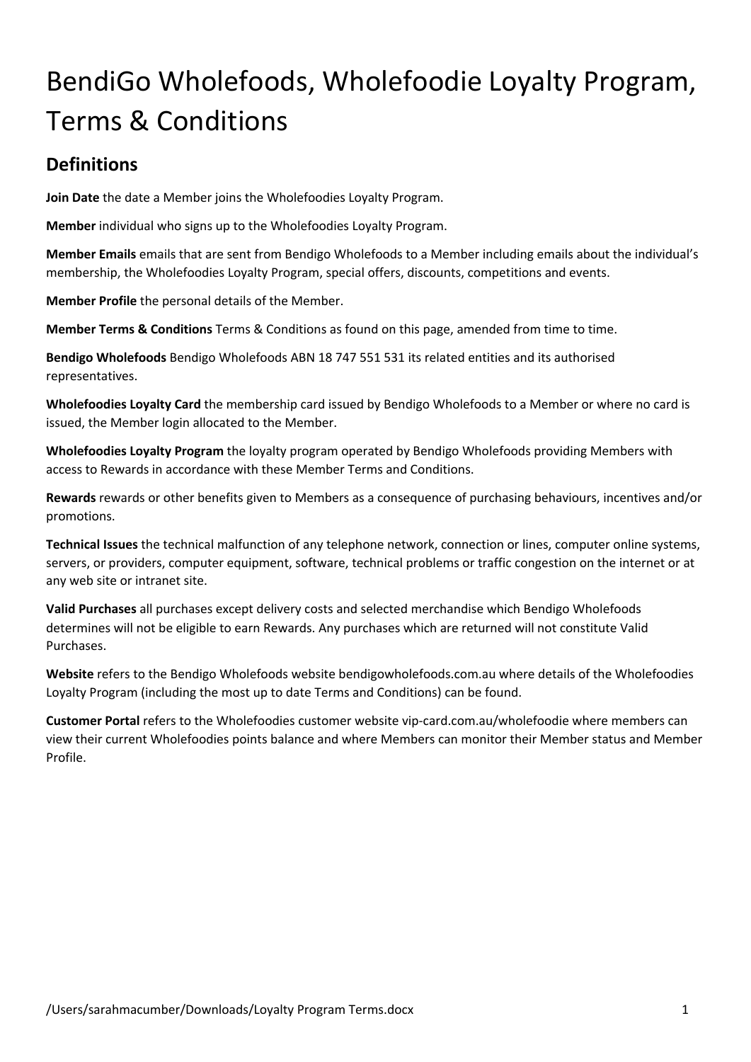# BendiGo Wholefoods, Wholefoodie Loyalty Program, Terms & Conditions

## Definitions

**Join Date** the date a Member joins the Wholefoodies Loyalty Program.

**Member** individual who signs up to the Wholefoodies Loyalty Program.

**Member Emails** emails that are sent from Bendigo Wholefoods to a Member including emails about the individual's membership, the Wholefoodies Loyalty Program, special offers, discounts, competitions and events.

**Member Profile** the personal details of the Member.

**Member Terms & Conditions** Terms & Conditions as found on this page, amended from time to time.

**Bendigo Wholefoods** Bendigo Wholefoods ABN 18 747 551 531 its related entities and its authorised representatives.

**Wholefoodies Loyalty Card** the membership card issued by Bendigo Wholefoods to a Member or where no card is issued, the Member login allocated to the Member.

**Wholefoodies Loyalty Program** the loyalty program operated by Bendigo Wholefoods providing Members with access to Rewards in accordance with these Member Terms and Conditions.

**Rewards** rewards or other benefits given to Members as a consequence of purchasing behaviours, incentives and/or promotions.

**Technical Issues** the technical malfunction of any telephone network, connection or lines, computer online systems, servers, or providers, computer equipment, software, technical problems or traffic congestion on the internet or at any web site or intranet site.

**Valid Purchases** all purchases except delivery costs and selected merchandise which Bendigo Wholefoods determines will not be eligible to earn Rewards. Any purchases which are returned will not constitute Valid Purchases.

**Website** refers to the Bendigo Wholefoods website bendigowholefoods.com.au where details of the Wholefoodies Loyalty Program (including the most up to date Terms and Conditions) can be found.

**Customer Portal** refers to the Wholefoodies customer website vip-card.com.au/wholefoodie where members can view their current Wholefoodies points balance and where Members can monitor their Member status and Member Profile.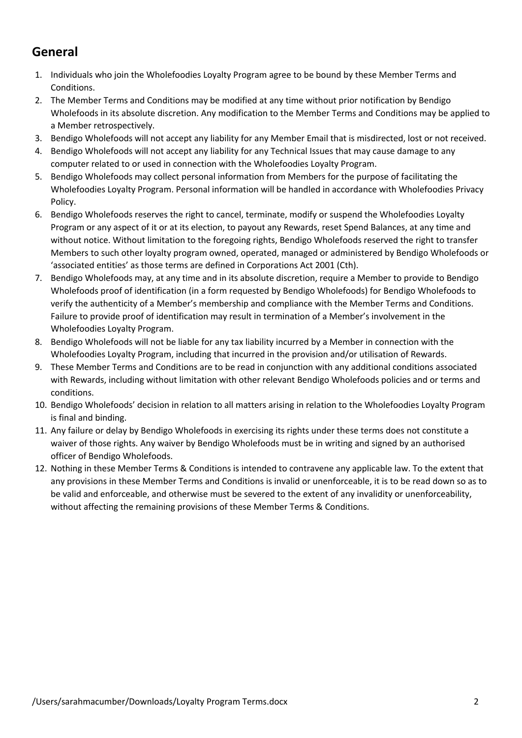## General

1. Individuals who join the Wholefoodies Loyalty Program agree to be bound by these Member Terms and Conditions.
2. The Member Terms and Conditions may be modified at any time without prior notification by Bendigo Wholefoods in its absolute discretion. Any modification to the Member Terms and Conditions may be applied to a Member retrospectively.
3. Bendigo Wholefoods will not accept any liability for any Member Email that is misdirected, lost or not received.
4. Bendigo Wholefoods will not accept any liability for any Technical Issues that may cause damage to any computer related to or used in connection with the Wholefoodies Loyalty Program.
5. Bendigo Wholefoods may collect personal information from Members for the purpose of facilitating the Wholefoodies Loyalty Program. Personal information will be handled in accordance with Wholefoodies Privacy Policy.
6. Bendigo Wholefoods reserves the right to cancel, terminate, modify or suspend the Wholefoodies Loyalty Program or any aspect of it or at its election, to payout any Rewards, reset Spend Balances, at any time and without notice. Without limitation to the foregoing rights, Bendigo Wholefoods reserved the right to transfer Members to such other loyalty program owned, operated, managed or administered by Bendigo Wholefoods or 'associated entities' as those terms are defined in Corporations Act 2001 (Cth).
7. Bendigo Wholefoods may, at any time and in its absolute discretion, require a Member to provide to Bendigo Wholefoods proof of identification (in a form requested by Bendigo Wholefoods) for Bendigo Wholefoods to verify the authenticity of a Member's membership and compliance with the Member Terms and Conditions. Failure to provide proof of identification may result in termination of a Member's involvement in the Wholefoodies Loyalty Program.
8. Bendigo Wholefoods will not be liable for any tax liability incurred by a Member in connection with the Wholefoodies Loyalty Program, including that incurred in the provision and/or utilisation of Rewards.
9. These Member Terms and Conditions are to be read in conjunction with any additional conditions associated with Rewards, including without limitation with other relevant Bendigo Wholefoods policies and or terms and conditions.
10. Bendigo Wholefoods' decision in relation to all matters arising in relation to the Wholefoodies Loyalty Program is final and binding.
11. Any failure or delay by Bendigo Wholefoods in exercising its rights under these terms does not constitute a waiver of those rights. Any waiver by Bendigo Wholefoods must be in writing and signed by an authorised officer of Bendigo Wholefoods.
12. Nothing in these Member Terms & Conditions is intended to contravene any applicable law. To the extent that any provisions in these Member Terms and Conditions is invalid or unenforceable, it is to be read down so as to be valid and enforceable, and otherwise must be severed to the extent of any invalidity or unenforceability, without affecting the remaining provisions of these Member Terms & Conditions.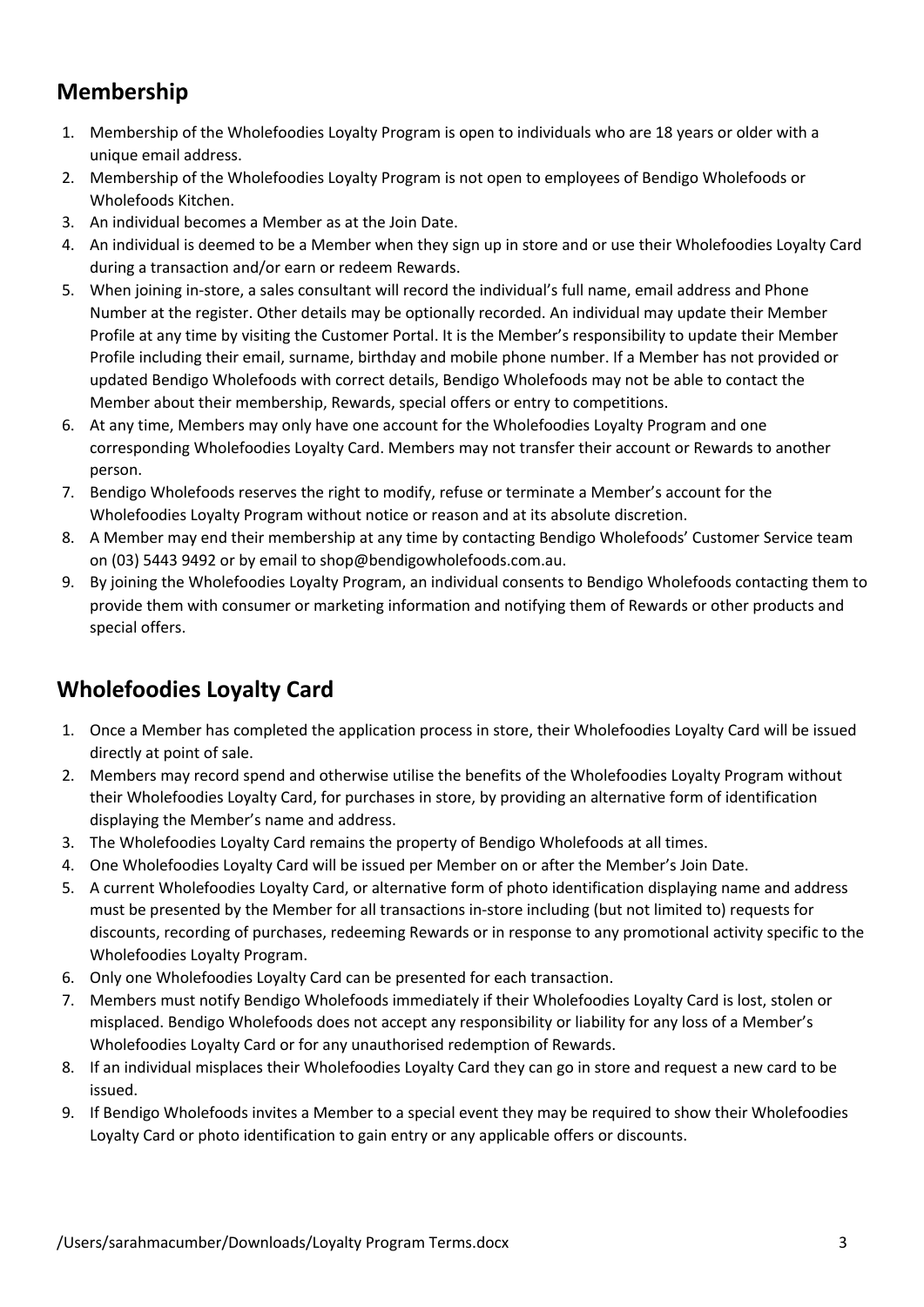## Membership

1. Membership of the Wholefoodies Loyalty Program is open to individuals who are 18 years or older with a unique email address.
2. Membership of the Wholefoodies Loyalty Program is not open to employees of Bendigo Wholefoods or Wholefoods Kitchen.
3. An individual becomes a Member as at the Join Date.
4. An individual is deemed to be a Member when they sign up in store and or use their Wholefoodies Loyalty Card during a transaction and/or earn or redeem Rewards.
5. When joining in-store, a sales consultant will record the individual's full name, email address and Phone Number at the register. Other details may be optionally recorded. An individual may update their Member Profile at any time by visiting the Customer Portal. It is the Member's responsibility to update their Member Profile including their email, surname, birthday and mobile phone number. If a Member has not provided or updated Bendigo Wholefoods with correct details, Bendigo Wholefoods may not be able to contact the Member about their membership, Rewards, special offers or entry to competitions.
6. At any time, Members may only have one account for the Wholefoodies Loyalty Program and one corresponding Wholefoodies Loyalty Card. Members may not transfer their account or Rewards to another person.
7. Bendigo Wholefoods reserves the right to modify, refuse or terminate a Member's account for the Wholefoodies Loyalty Program without notice or reason and at its absolute discretion.
8. A Member may end their membership at any time by contacting Bendigo Wholefoods' Customer Service team on (03) 5443 9492 or by email to shop@bendigowholefoods.com.au.
9. By joining the Wholefoodies Loyalty Program, an individual consents to Bendigo Wholefoods contacting them to provide them with consumer or marketing information and notifying them of Rewards or other products and special offers.

## Wholefoodies Loyalty Card

1. Once a Member has completed the application process in store, their Wholefoodies Loyalty Card will be issued directly at point of sale.
2. Members may record spend and otherwise utilise the benefits of the Wholefoodies Loyalty Program without their Wholefoodies Loyalty Card, for purchases in store, by providing an alternative form of identification displaying the Member's name and address.
3. The Wholefoodies Loyalty Card remains the property of Bendigo Wholefoods at all times.
4. One Wholefoodies Loyalty Card will be issued per Member on or after the Member's Join Date.
5. A current Wholefoodies Loyalty Card, or alternative form of photo identification displaying name and address must be presented by the Member for all transactions in-store including (but not limited to) requests for discounts, recording of purchases, redeeming Rewards or in response to any promotional activity specific to the Wholefoodies Loyalty Program.
6. Only one Wholefoodies Loyalty Card can be presented for each transaction.
7. Members must notify Bendigo Wholefoods immediately if their Wholefoodies Loyalty Card is lost, stolen or misplaced. Bendigo Wholefoods does not accept any responsibility or liability for any loss of a Member's Wholefoodies Loyalty Card or for any unauthorised redemption of Rewards.
8. If an individual misplaces their Wholefoodies Loyalty Card they can go in store and request a new card to be issued.
9. If Bendigo Wholefoods invites a Member to a special event they may be required to show their Wholefoodies Loyalty Card or photo identification to gain entry or any applicable offers or discounts.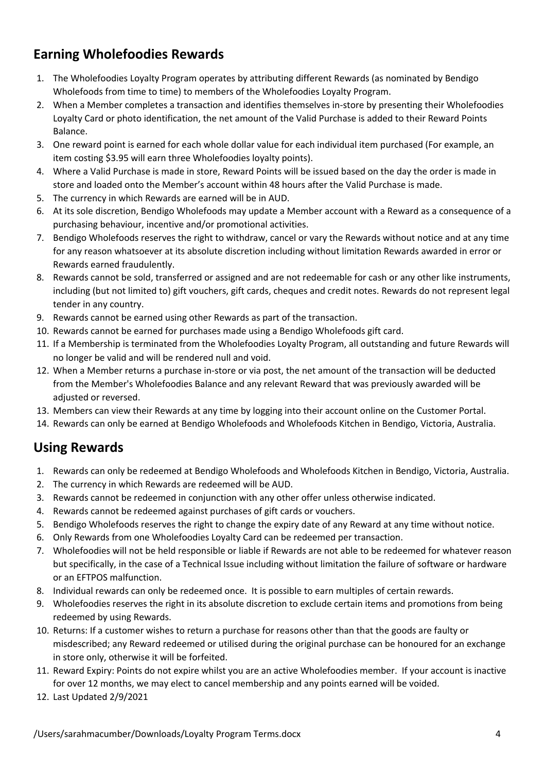## Earning Wholefoodies Rewards

1. The Wholefoodies Loyalty Program operates by attributing different Rewards (as nominated by Bendigo Wholefoods from time to time) to members of the Wholefoodies Loyalty Program.
2. When a Member completes a transaction and identifies themselves in-store by presenting their Wholefoodies Loyalty Card or photo identification, the net amount of the Valid Purchase is added to their Reward Points Balance.
3. One reward point is earned for each whole dollar value for each individual item purchased (For example, an item costing $3.95 will earn three Wholefoodies loyalty points).
4. Where a Valid Purchase is made in store, Reward Points will be issued based on the day the order is made in store and loaded onto the Member's account within 48 hours after the Valid Purchase is made.
5. The currency in which Rewards are earned will be in AUD.
6. At its sole discretion, Bendigo Wholefoods may update a Member account with a Reward as a consequence of a purchasing behaviour, incentive and/or promotional activities.
7. Bendigo Wholefoods reserves the right to withdraw, cancel or vary the Rewards without notice and at any time for any reason whatsoever at its absolute discretion including without limitation Rewards awarded in error or Rewards earned fraudulently.
8. Rewards cannot be sold, transferred or assigned and are not redeemable for cash or any other like instruments, including (but not limited to) gift vouchers, gift cards, cheques and credit notes. Rewards do not represent legal tender in any country.
9. Rewards cannot be earned using other Rewards as part of the transaction.
10. Rewards cannot be earned for purchases made using a Bendigo Wholefoods gift card.
11. If a Membership is terminated from the Wholefoodies Loyalty Program, all outstanding and future Rewards will no longer be valid and will be rendered null and void.
12. When a Member returns a purchase in-store or via post, the net amount of the transaction will be deducted from the Member's Wholefoodies Balance and any relevant Reward that was previously awarded will be adjusted or reversed.
13. Members can view their Rewards at any time by logging into their account online on the Customer Portal.
14. Rewards can only be earned at Bendigo Wholefoods and Wholefoods Kitchen in Bendigo, Victoria, Australia.

## Using Rewards

1. Rewards can only be redeemed at Bendigo Wholefoods and Wholefoods Kitchen in Bendigo, Victoria, Australia.
2. The currency in which Rewards are redeemed will be AUD.
3. Rewards cannot be redeemed in conjunction with any other offer unless otherwise indicated.
4. Rewards cannot be redeemed against purchases of gift cards or vouchers.
5. Bendigo Wholefoods reserves the right to change the expiry date of any Reward at any time without notice.
6. Only Rewards from one Wholefoodies Loyalty Card can be redeemed per transaction.
7. Wholefoodies will not be held responsible or liable if Rewards are not able to be redeemed for whatever reason but specifically, in the case of a Technical Issue including without limitation the failure of software or hardware or an EFTPOS malfunction.
8. Individual rewards can only be redeemed once. It is possible to earn multiples of certain rewards.
9. Wholefoodies reserves the right in its absolute discretion to exclude certain items and promotions from being redeemed by using Rewards.
10. Returns: If a customer wishes to return a purchase for reasons other than that the goods are faulty or misdescribed; any Reward redeemed or utilised during the original purchase can be honoured for an exchange in store only, otherwise it will be forfeited.
11. Reward Expiry: Points do not expire whilst you are an active Wholefoodies member. If your account is inactive for over 12 months, we may elect to cancel membership and any points earned will be voided.
12. Last Updated 2/9/2021